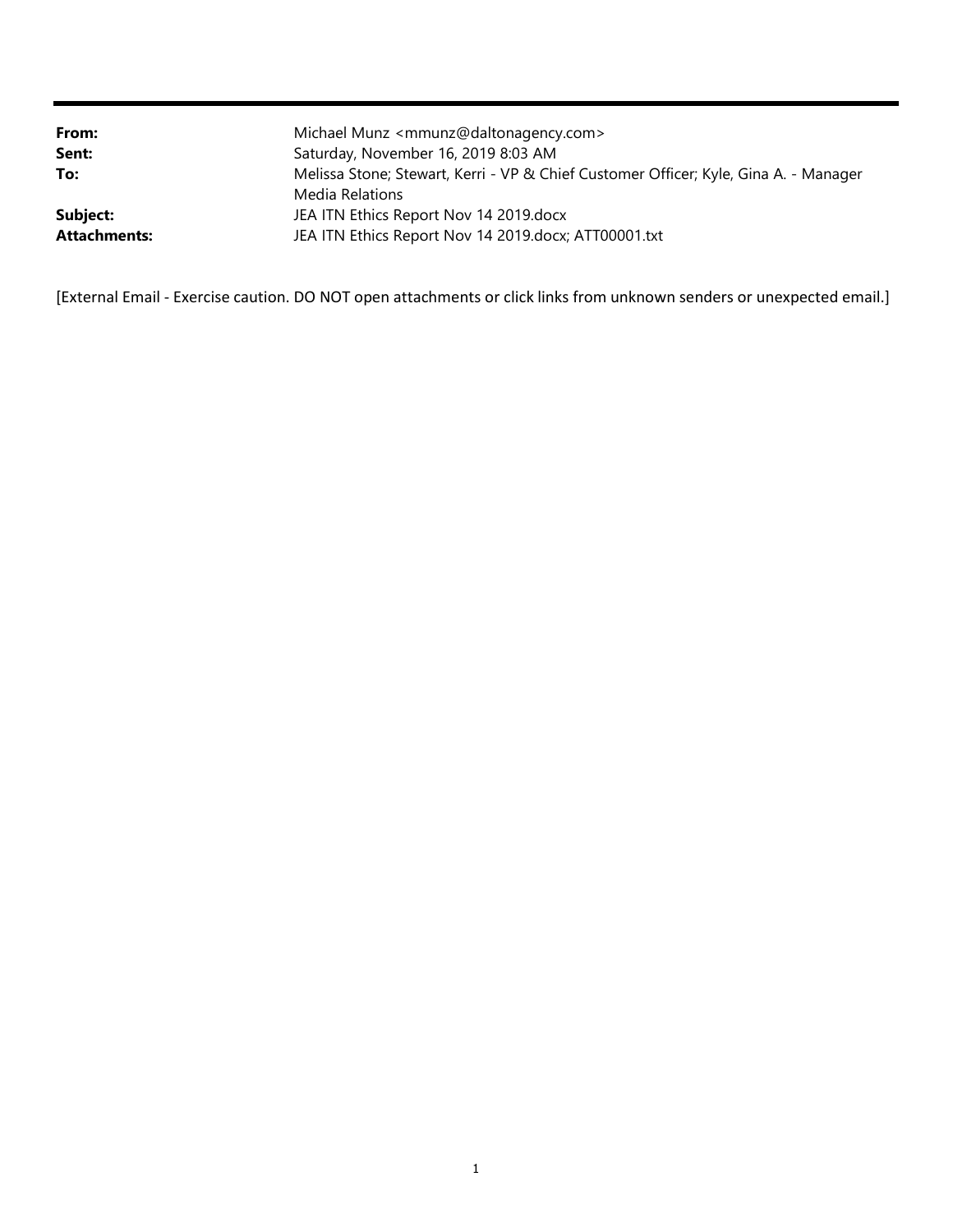| | |
|---|---|
| **From:** | Michael Munz <mmunz@daltonagency.com> |
| **Sent:** | Saturday, November 16, 2019 8:03 AM |
| **To:** | Melissa Stone; Stewart, Kerri - VP & Chief Customer Officer; Kyle, Gina A. - Manager Media Relations |
| **Subject:** | JEA ITN Ethics Report Nov 14 2019.docx |
| **Attachments:** | JEA ITN Ethics Report Nov 14 2019.docx; ATT00001.txt |

[External Email - Exercise caution. DO NOT open attachments or click links from unknown senders or unexpected email.]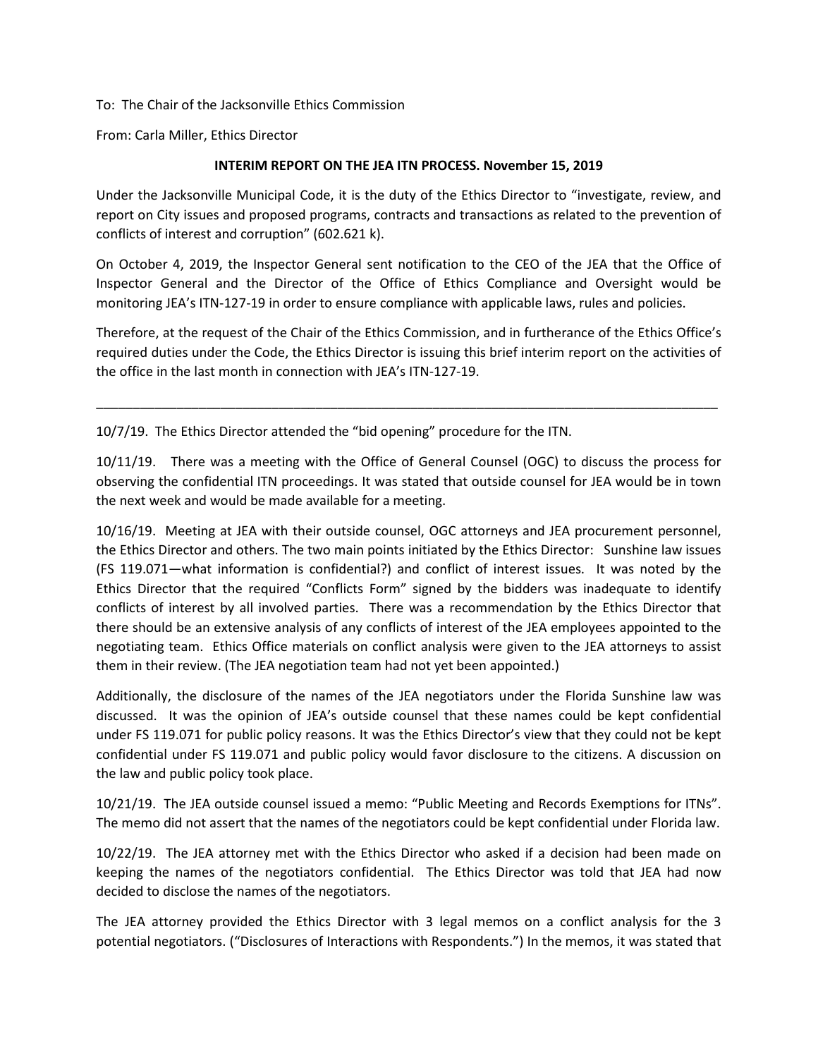To: The Chair of the Jacksonville Ethics Commission

From: Carla Miller, Ethics Director

**INTERIM REPORT ON THE JEA ITN PROCESS. November 15, 2019**

Under the Jacksonville Municipal Code, it is the duty of the Ethics Director to "investigate, review, and report on City issues and proposed programs, contracts and transactions as related to the prevention of conflicts of interest and corruption" (602.621 k).

On October 4, 2019, the Inspector General sent notification to the CEO of the JEA that the Office of Inspector General and the Director of the Office of Ethics Compliance and Oversight would be monitoring JEA's ITN-127-19 in order to ensure compliance with applicable laws, rules and policies.

Therefore, at the request of the Chair of the Ethics Commission, and in furtherance of the Ethics Office's required duties under the Code, the Ethics Director is issuing this brief interim report on the activities of the office in the last month in connection with JEA's ITN-127-19.

---

10/7/19. The Ethics Director attended the "bid opening" procedure for the ITN.

10/11/19. There was a meeting with the Office of General Counsel (OGC) to discuss the process for observing the confidential ITN proceedings. It was stated that outside counsel for JEA would be in town the next week and would be made available for a meeting.

10/16/19. Meeting at JEA with their outside counsel, OGC attorneys and JEA procurement personnel, the Ethics Director and others. The two main points initiated by the Ethics Director: Sunshine law issues (FS 119.071—what information is confidential?) and conflict of interest issues. It was noted by the Ethics Director that the required "Conflicts Form" signed by the bidders was inadequate to identify conflicts of interest by all involved parties. There was a recommendation by the Ethics Director that there should be an extensive analysis of any conflicts of interest of the JEA employees appointed to the negotiating team. Ethics Office materials on conflict analysis were given to the JEA attorneys to assist them in their review. (The JEA negotiation team had not yet been appointed.)

Additionally, the disclosure of the names of the JEA negotiators under the Florida Sunshine law was discussed. It was the opinion of JEA's outside counsel that these names could be kept confidential under FS 119.071 for public policy reasons. It was the Ethics Director's view that they could not be kept confidential under FS 119.071 and public policy would favor disclosure to the citizens. A discussion on the law and public policy took place.

10/21/19. The JEA outside counsel issued a memo: "Public Meeting and Records Exemptions for ITNs". The memo did not assert that the names of the negotiators could be kept confidential under Florida law.

10/22/19. The JEA attorney met with the Ethics Director who asked if a decision had been made on keeping the names of the negotiators confidential. The Ethics Director was told that JEA had now decided to disclose the names of the negotiators.

The JEA attorney provided the Ethics Director with 3 legal memos on a conflict analysis for the 3 potential negotiators. ("Disclosures of Interactions with Respondents.") In the memos, it was stated that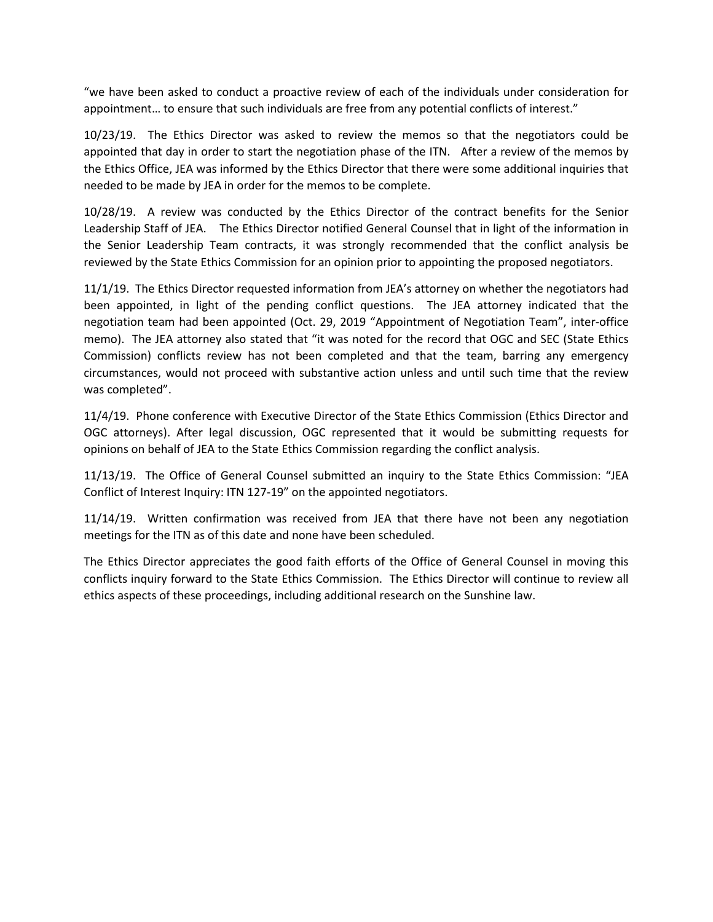"we have been asked to conduct a proactive review of each of the individuals under consideration for appointment… to ensure that such individuals are free from any potential conflicts of interest."

10/23/19. The Ethics Director was asked to review the memos so that the negotiators could be appointed that day in order to start the negotiation phase of the ITN. After a review of the memos by the Ethics Office, JEA was informed by the Ethics Director that there were some additional inquiries that needed to be made by JEA in order for the memos to be complete.

10/28/19. A review was conducted by the Ethics Director of the contract benefits for the Senior Leadership Staff of JEA. The Ethics Director notified General Counsel that in light of the information in the Senior Leadership Team contracts, it was strongly recommended that the conflict analysis be reviewed by the State Ethics Commission for an opinion prior to appointing the proposed negotiators.

11/1/19. The Ethics Director requested information from JEA's attorney on whether the negotiators had been appointed, in light of the pending conflict questions. The JEA attorney indicated that the negotiation team had been appointed (Oct. 29, 2019 "Appointment of Negotiation Team", inter-office memo). The JEA attorney also stated that "it was noted for the record that OGC and SEC (State Ethics Commission) conflicts review has not been completed and that the team, barring any emergency circumstances, would not proceed with substantive action unless and until such time that the review was completed".

11/4/19. Phone conference with Executive Director of the State Ethics Commission (Ethics Director and OGC attorneys). After legal discussion, OGC represented that it would be submitting requests for opinions on behalf of JEA to the State Ethics Commission regarding the conflict analysis.

11/13/19. The Office of General Counsel submitted an inquiry to the State Ethics Commission: "JEA Conflict of Interest Inquiry: ITN 127-19" on the appointed negotiators.

11/14/19. Written confirmation was received from JEA that there have not been any negotiation meetings for the ITN as of this date and none have been scheduled.

The Ethics Director appreciates the good faith efforts of the Office of General Counsel in moving this conflicts inquiry forward to the State Ethics Commission. The Ethics Director will continue to review all ethics aspects of these proceedings, including additional research on the Sunshine law.